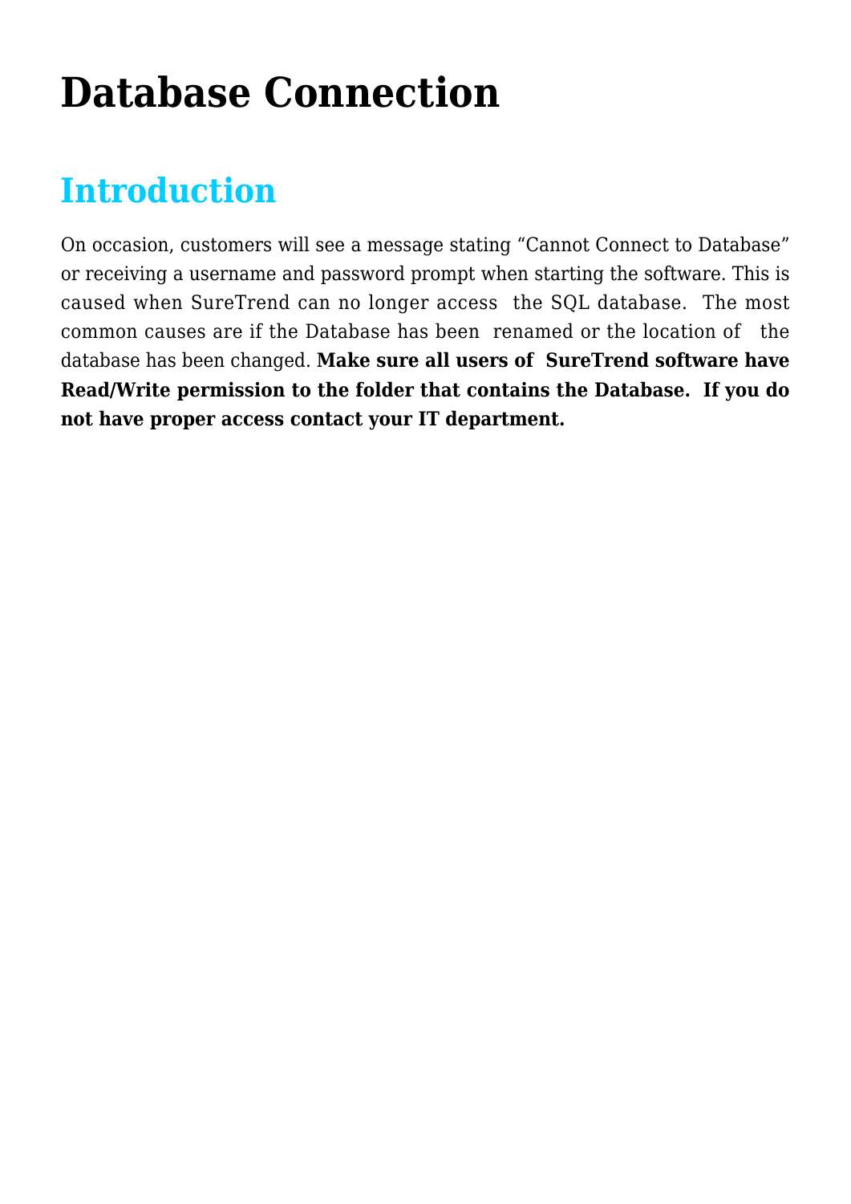# Database Connection

## Introduction

On occasion, customers will see a message stating "Cannot Connect to Database" or receiving a username and password prompt when starting the software. This is caused when SureTrend can no longer access the SQL database. The most common causes are if the Database has been renamed or the location of the database has been changed. **Make sure all users of SureTrend software have Read/Write permission to the folder that contains the Database. If you do not have proper access contact your IT department.**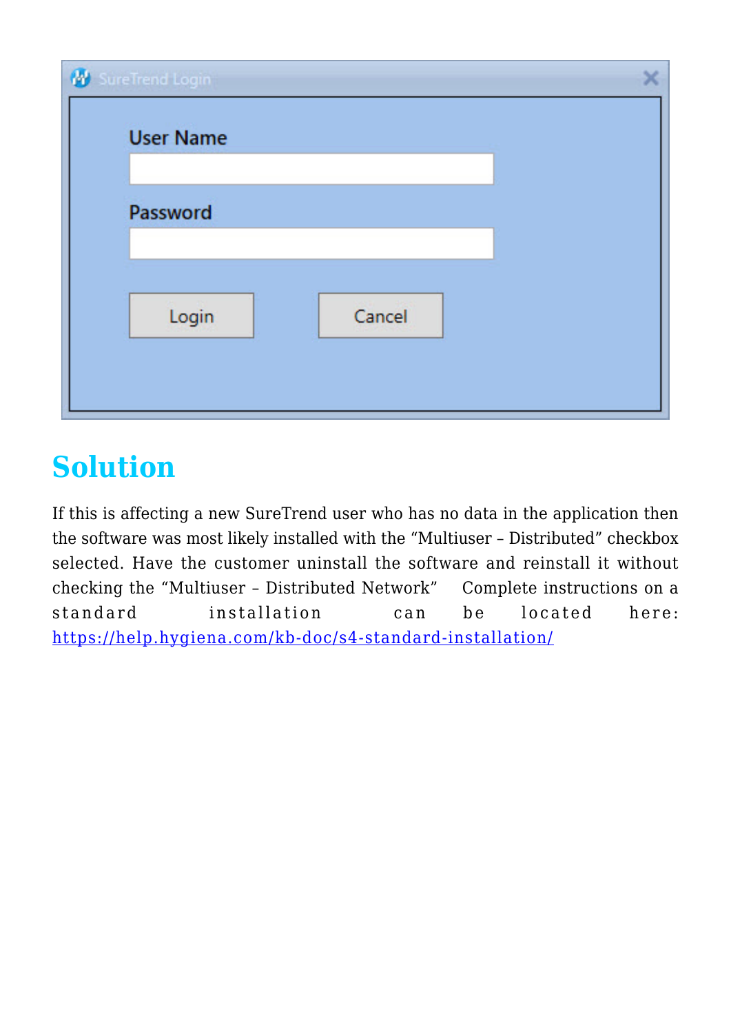## Solution

If this is affecting a new SureTrend user who has no data in the application then the software was most likely installed with the “Multiuser – Distributed” checkbox selected. Have the customer uninstall the software and reinstall it without checking the “Multiuser – Distributed Network”   Complete instructions on a standard installation can be located here: https://help.hygiena.com/kb-doc/s4-standard-installation/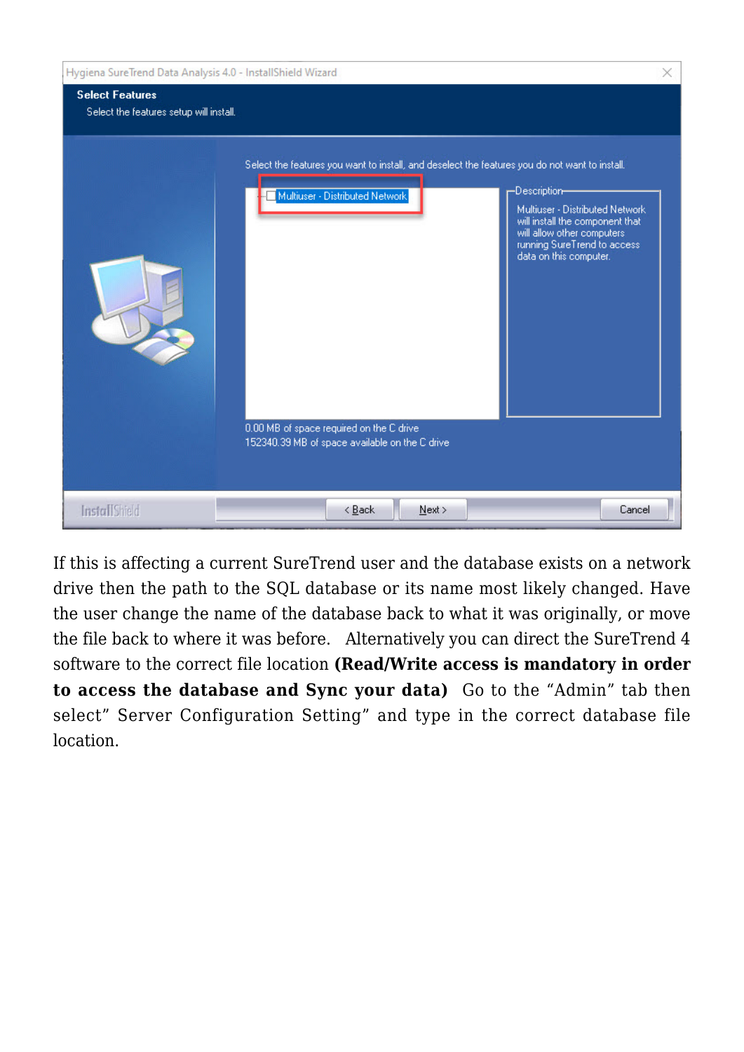If this is affecting a current SureTrend user and the database exists on a network drive then the path to the SQL database or its name most likely changed. Have the user change the name of the database back to what it was originally, or move the file back to where it was before.  Alternatively you can direct the SureTrend 4 software to the correct file location **(Read/Write access is mandatory in order to access the database and Sync your data)**  Go to the "Admin" tab then select" Server Configuration Setting" and type in the correct database file location.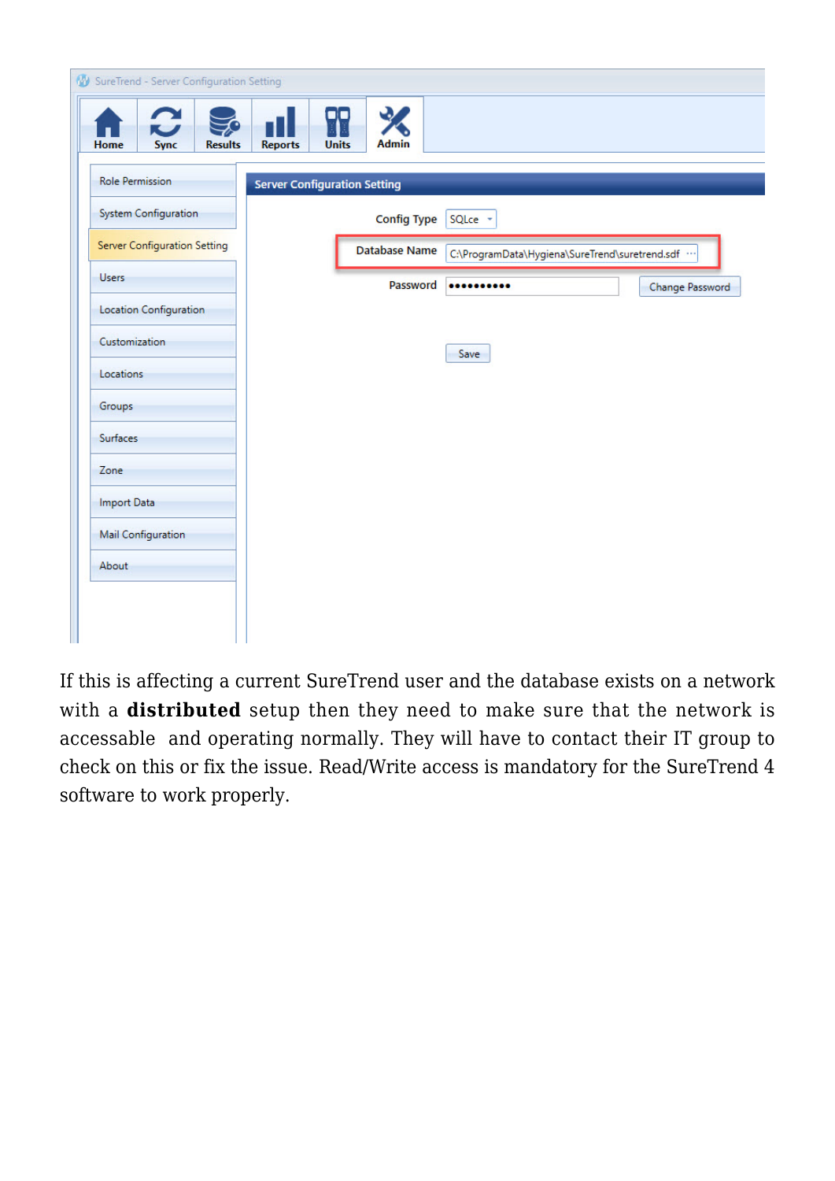If this is affecting a current SureTrend user and the database exists on a network with a **distributed** setup then they need to make sure that the network is accessable  and operating normally. They will have to contact their IT group to check on this or fix the issue. Read/Write access is mandatory for the SureTrend 4 software to work properly.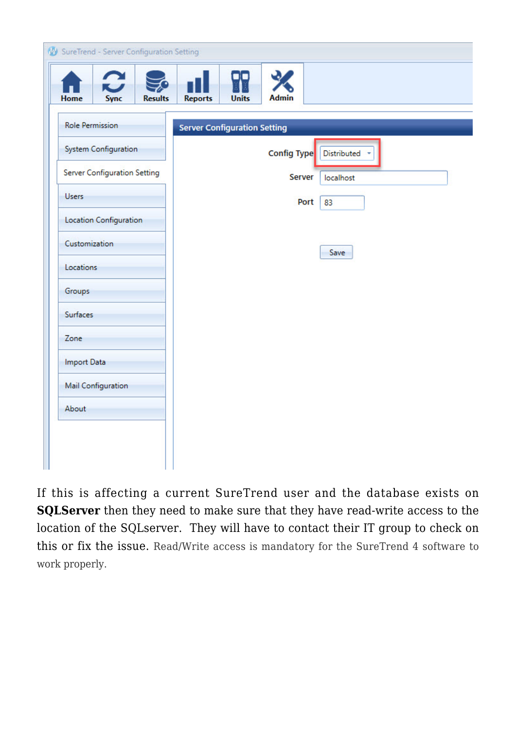If this is affecting a current SureTrend user and the database exists on **SQLServer** then they need to make sure that they have read-write access to the location of the SQLserver. They will have to contact their IT group to check on this or fix the issue. Read/Write access is mandatory for the SureTrend 4 software to work properly.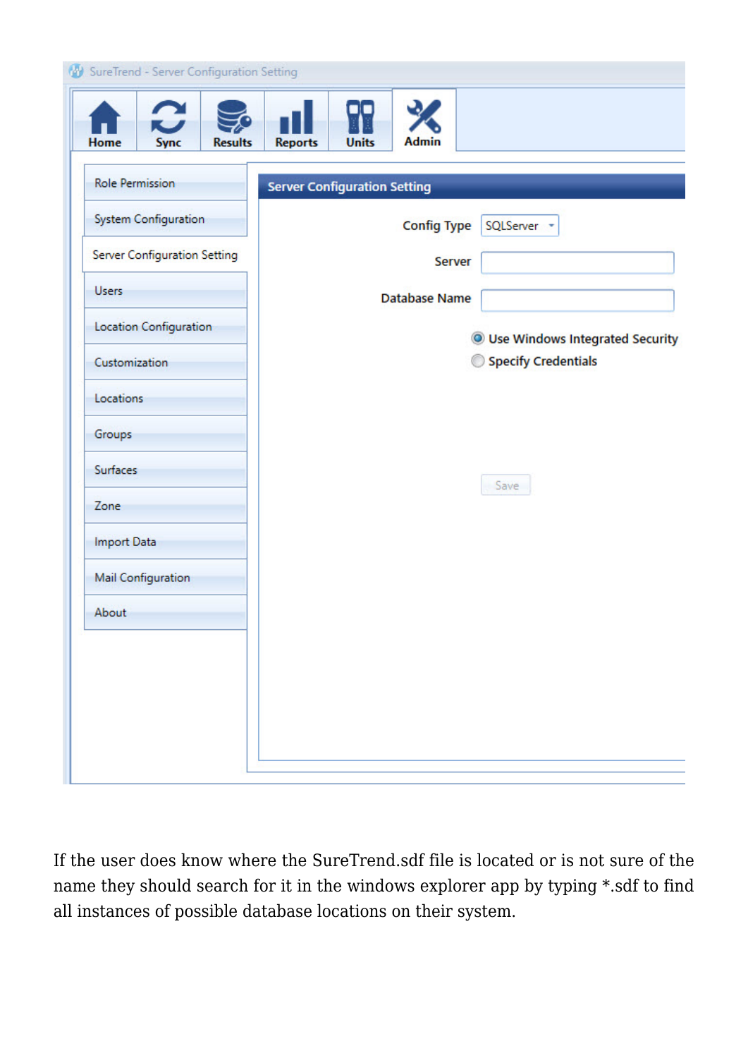If the user does know where the SureTrend.sdf file is located or is not sure of the name they should search for it in the windows explorer app by typing *.sdf to find all instances of possible database locations on their system.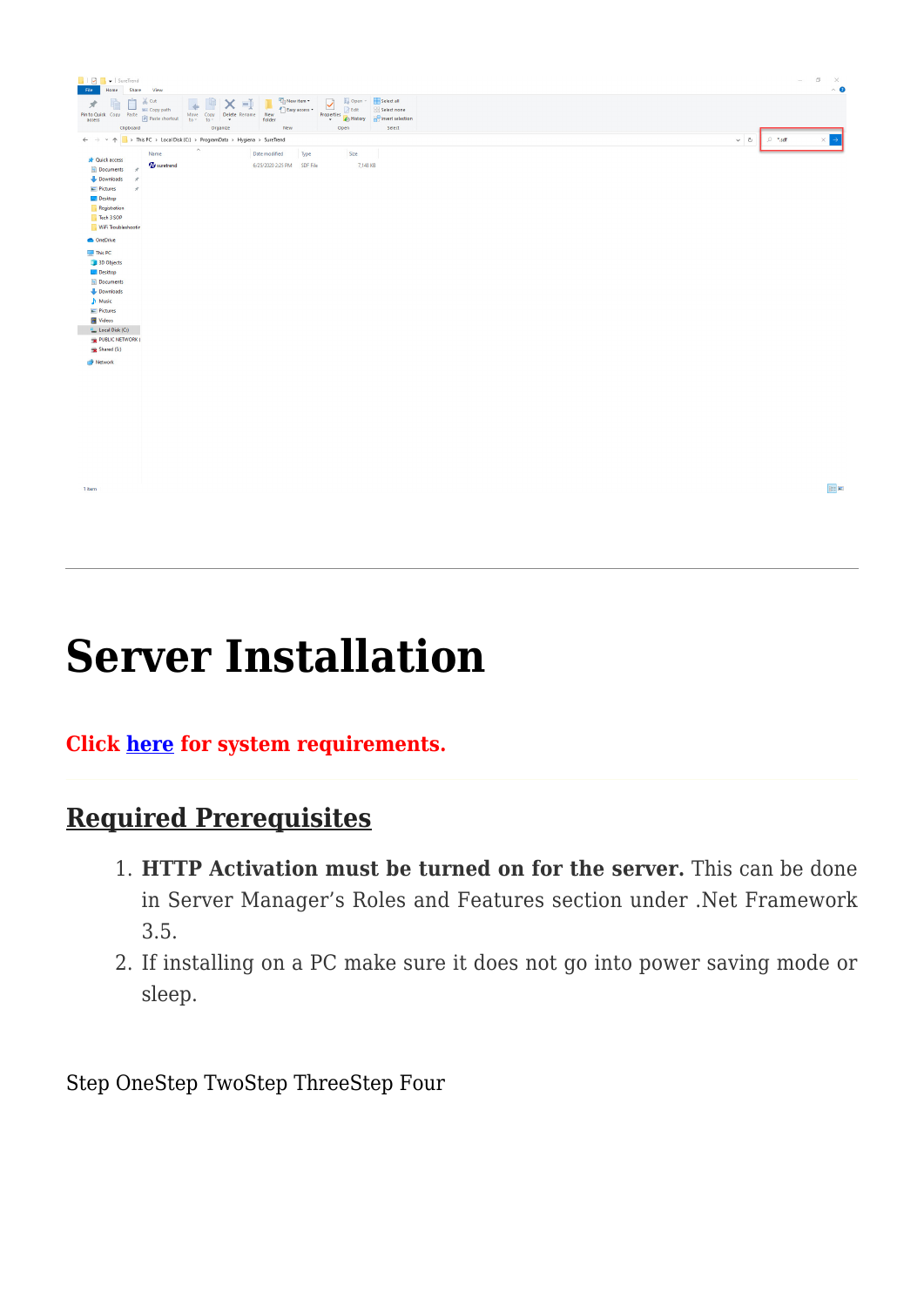# Server Installation

**Click [here](#) for system requirements.**

## Required Prerequisites

1. **HTTP Activation must be turned on for the server.** This can be done in Server Manager's Roles and Features section under .Net Framework 3.5.
2. If installing on a PC make sure it does not go into power saving mode or sleep.

Step OneStep TwoStep ThreeStep Four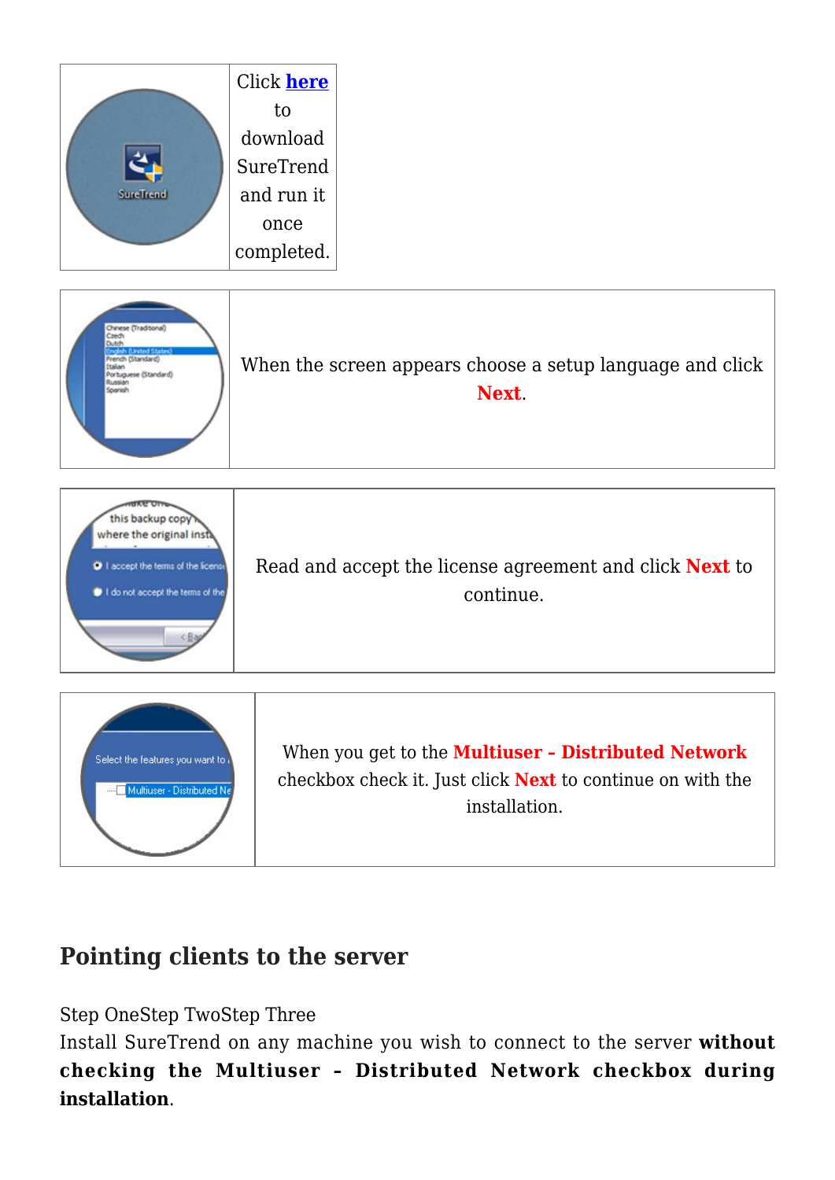| | Click **here** to download SureTrend and run it once completed. |
|---|---|

| | When the screen appears choose a setup language and click **Next**. |
|---|---|

| | Read and accept the license agreement and click **Next** to continue. |
|---|---|

| | When you get to the **Multiuser – Distributed Network** checkbox check it. Just click **Next** to continue on with the installation. |
|---|---|

## Pointing clients to the server

Step OneStep TwoStep Three

Install SureTrend on any machine you wish to connect to the server **without checking the Multiuser – Distributed Network checkbox during installation**.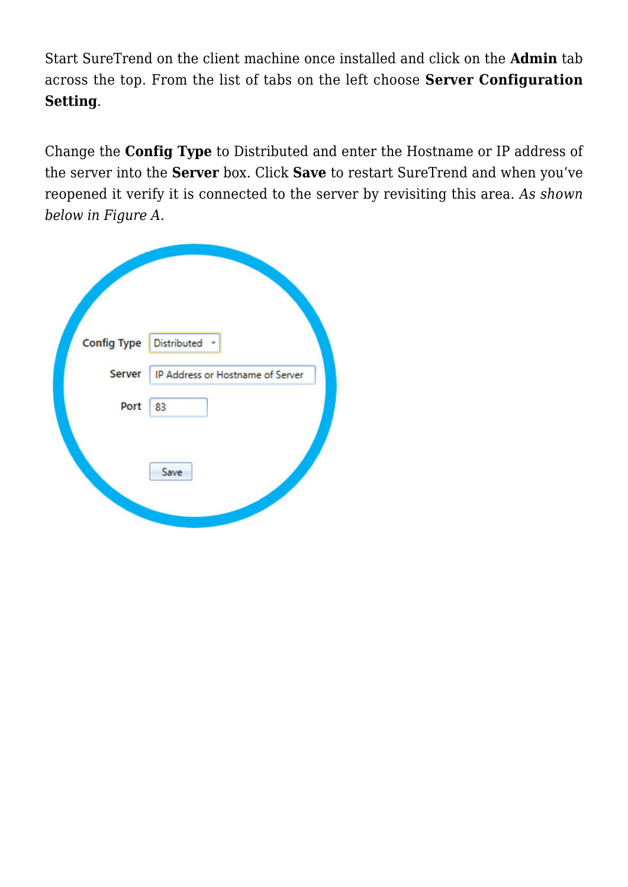Start SureTrend on the client machine once installed and click on the **Admin** tab across the top. From the list of tabs on the left choose **Server Configuration Setting**.

Change the **Config Type** to Distributed and enter the Hostname or IP address of the server into the **Server** box. Click **Save** to restart SureTrend and when you've reopened it verify it is connected to the server by revisiting this area. *As shown below in Figure A.*

Config Type
Distributed
Server
IP Address or Hostname of Server
Port
83
Save